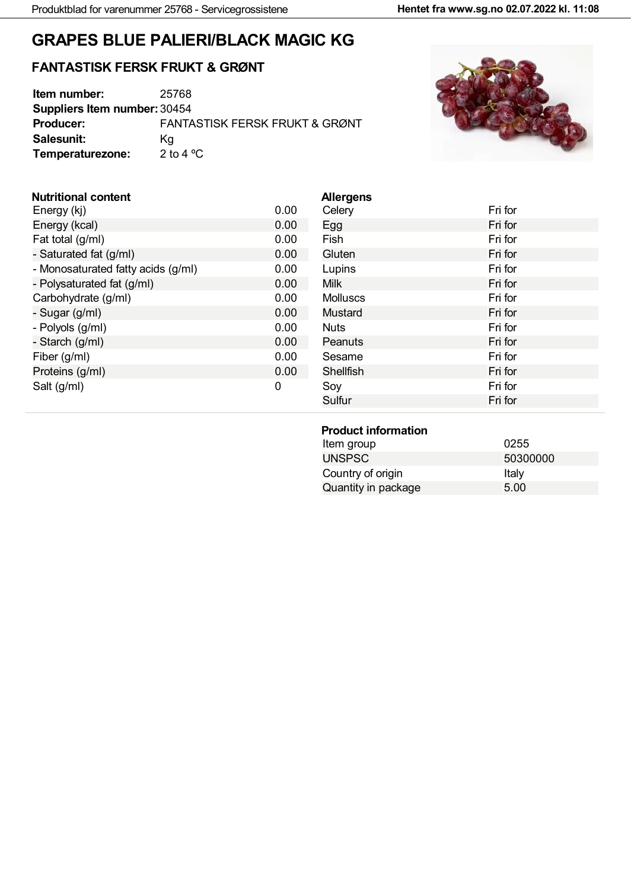# GRAPES BLUE PALIERI/BLACK MAGIC KG

## FANTASTISK FERSK FRUKT & GRØNT

| | |
|---|---|
| **Item number:** | 25768 |
| **Suppliers Item number:** | 30454 |
| **Producer:** | FANTASTISK FERSK FRUKT & GRØNT |
| **Salesunit:** | Kg |
| **Temperaturezone:** | 2 to 4 ºC |

### Nutritional content

| | |
|---|---|
| Energy (kj) | 0.00 |
| Energy (kcal) | 0.00 |
| Fat total (g/ml) | 0.00 |
| - Saturated fat (g/ml) | 0.00 |
| - Monosaturated fatty acids (g/ml) | 0.00 |
| - Polysaturated fat (g/ml) | 0.00 |
| Carbohydrate (g/ml) | 0.00 |
| - Sugar (g/ml) | 0.00 |
| - Polyols (g/ml) | 0.00 |
| - Starch (g/ml) | 0.00 |
| Fiber (g/ml) | 0.00 |
| Proteins (g/ml) | 0.00 |
| Salt (g/ml) | 0 |

### Allergens

| | |
|---|---|
| Celery | Fri for |
| Egg | Fri for |
| Fish | Fri for |
| Gluten | Fri for |
| Lupins | Fri for |
| Milk | Fri for |
| Molluscs | Fri for |
| Mustard | Fri for |
| Nuts | Fri for |
| Peanuts | Fri for |
| Sesame | Fri for |
| Shellfish | Fri for |
| Soy | Fri for |
| Sulfur | Fri for |

### Product information

| | |
|---|---|
| Item group | 0255 |
| UNSPSC | 50300000 |
| Country of origin | Italy |
| Quantity in package | 5.00 |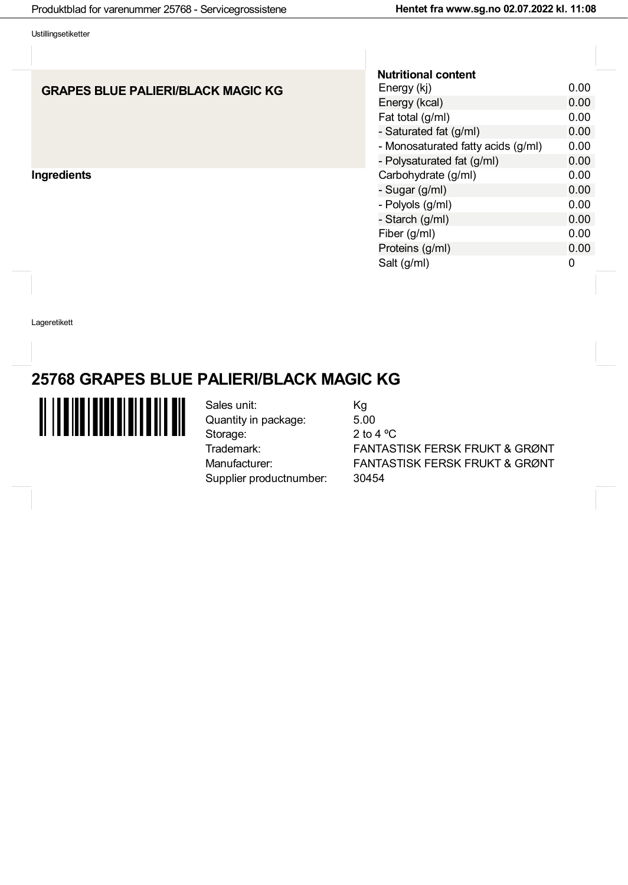Ustillingsetiketter

**GRAPES BLUE PALIERI/BLACK MAGIC KG**

**Ingredients**

**Nutritional content**

| | |
|---|---|
| Energy (kj) | 0.00 |
| Energy (kcal) | 0.00 |
| Fat total (g/ml) | 0.00 |
| - Saturated fat (g/ml) | 0.00 |
| - Monosaturated fatty acids (g/ml) | 0.00 |
| - Polysaturated fat (g/ml) | 0.00 |
| Carbohydrate (g/ml) | 0.00 |
| - Sugar (g/ml) | 0.00 |
| - Polyols (g/ml) | 0.00 |
| - Starch (g/ml) | 0.00 |
| Fiber (g/ml) | 0.00 |
| Proteins (g/ml) | 0.00 |
| Salt (g/ml) | 0 |

Lageretikett

# 25768 GRAPES BLUE PALIERI/BLACK MAGIC KG

| | |
|---|---|
| Sales unit: | Kg |
| Quantity in package: | 5.00 |
| Storage: | 2 to 4 ºC |
| Trademark: | FANTASTISK FERSK FRUKT & GRØNT |
| Manufacturer: | FANTASTISK FERSK FRUKT & GRØNT |
| Supplier productnumber: | 30454 |